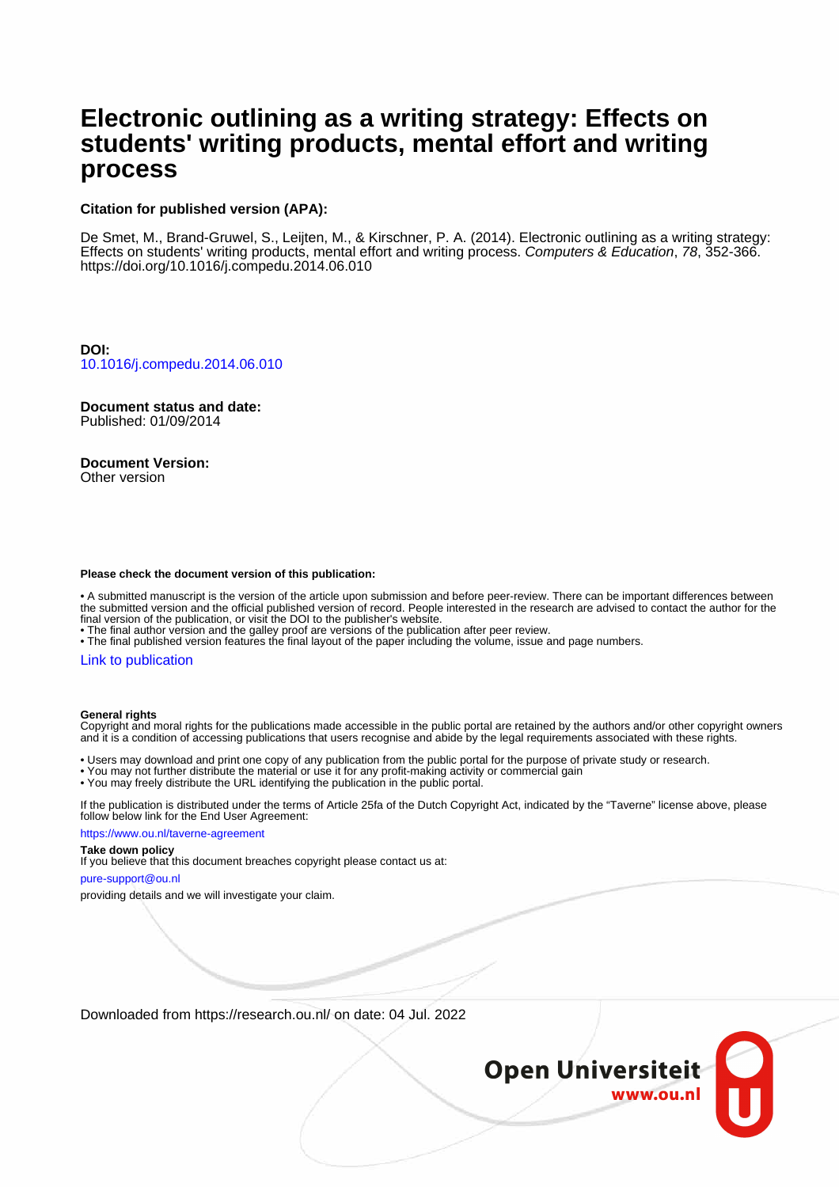# Electronic outlining as a writing strategy: Effects on students' writing products, mental effort and writing process

**Citation for published version (APA):**

De Smet, M., Brand-Gruwel, S., Leijten, M., & Kirschner, P. A. (2014). Electronic outlining as a writing strategy: Effects on students' writing products, mental effort and writing process. *Computers & Education*, *78*, 352-366. https://doi.org/10.1016/j.compedu.2014.06.010

**DOI:**
10.1016/j.compedu.2014.06.010

**Document status and date:**
Published: 01/09/2014

**Document Version:**
Other version

**Please check the document version of this publication:**

• A submitted manuscript is the version of the article upon submission and before peer-review. There can be important differences between the submitted version and the official published version of record. People interested in the research are advised to contact the author for the final version of the publication, or visit the DOI to the publisher's website.
• The final author version and the galley proof are versions of the publication after peer review.
• The final published version features the final layout of the paper including the volume, issue and page numbers.

Link to publication

**General rights**
Copyright and moral rights for the publications made accessible in the public portal are retained by the authors and/or other copyright owners and it is a condition of accessing publications that users recognise and abide by the legal requirements associated with these rights.

• Users may download and print one copy of any publication from the public portal for the purpose of private study or research.
• You may not further distribute the material or use it for any profit-making activity or commercial gain
• You may freely distribute the URL identifying the publication in the public portal.

If the publication is distributed under the terms of Article 25fa of the Dutch Copyright Act, indicated by the "Taverne" license above, please follow below link for the End User Agreement:

https://www.ou.nl/taverne-agreement

**Take down policy**
If you believe that this document breaches copyright please contact us at:

pure-support@ou.nl

providing details and we will investigate your claim.

Downloaded from https://research.ou.nl/ on date: 04 Jul. 2022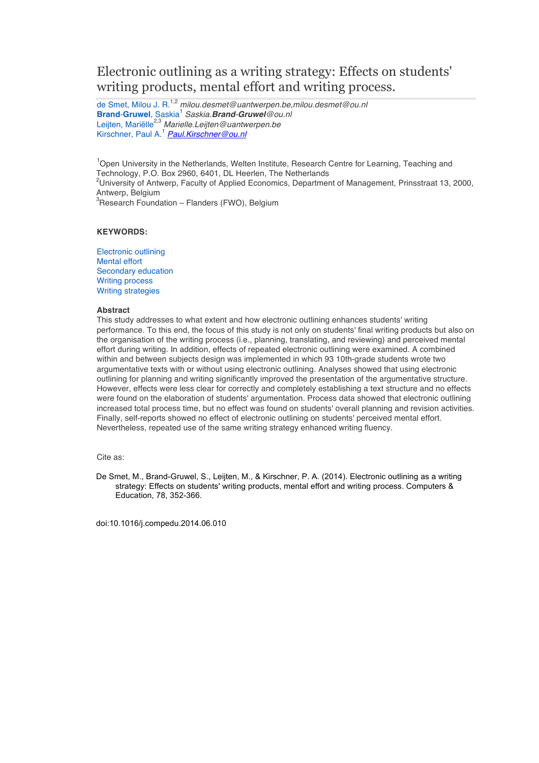# Electronic outlining as a writing strategy: Effects on students' writing products, mental effort and writing process.

de Smet, Milou J. R.[1,2] *milou.desmet@uantwerpen.be,milou.desmet@ou.nl*
**Brand-Gruwel**, Saskia[1] *Saskia.**Brand-Gruwel**@ou.nl*
Leijten, Mariëlle[2,3] *Marielle.Leijten@uantwerpen.be*
Kirschner, Paul A.[1] *Paul.Kirschner@ou.nl*

[1]Open University in the Netherlands, Welten Institute, Research Centre for Learning, Teaching and Technology, P.O. Box 2960, 6401, DL Heerlen, The Netherlands
[2]University of Antwerp, Faculty of Applied Economics, Department of Management, Prinsstraat 13, 2000, Antwerp, Belgium
[3]Research Foundation – Flanders (FWO), Belgium

**KEYWORDS:**

Electronic outlining
Mental effort
Secondary education
Writing process
Writing strategies

**Abstract**

This study addresses to what extent and how electronic outlining enhances students' writing performance. To this end, the focus of this study is not only on students' final writing products but also on the organisation of the writing process (i.e., planning, translating, and reviewing) and perceived mental effort during writing. In addition, effects of repeated electronic outlining were examined. A combined within and between subjects design was implemented in which 93 10th-grade students wrote two argumentative texts with or without using electronic outlining. Analyses showed that using electronic outlining for planning and writing significantly improved the presentation of the argumentative structure. However, effects were less clear for correctly and completely establishing a text structure and no effects were found on the elaboration of students' argumentation. Process data showed that electronic outlining increased total process time, but no effect was found on students' overall planning and revision activities. Finally, self-reports showed no effect of electronic outlining on students' perceived mental effort. Nevertheless, repeated use of the same writing strategy enhanced writing fluency.

Cite as:

De Smet, M., Brand-Gruwel, S., Leijten, M., & Kirschner, P. A. (2014). Electronic outlining as a writing strategy: Effects on students' writing products, mental effort and writing process. Computers & Education, 78, 352-366.

doi:10.1016/j.compedu.2014.06.010